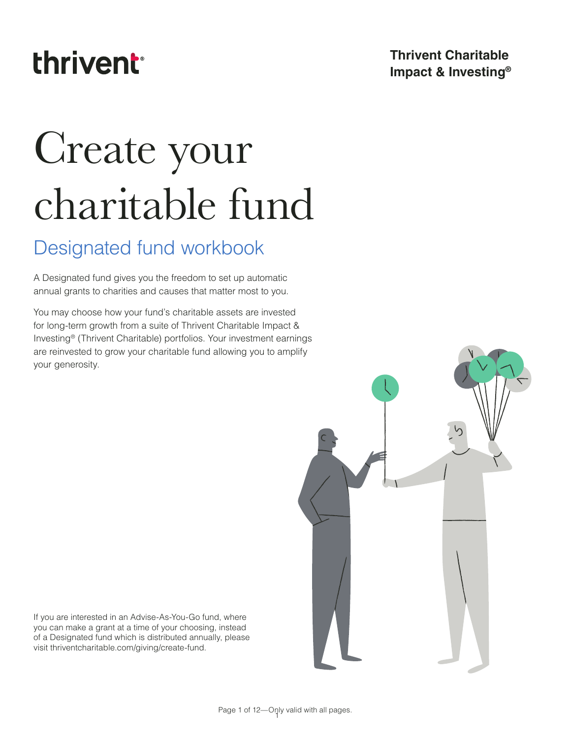thrivent

**Thrivent Charitable Impact & Investing®**

# Create your charitable fund

## Designated fund workbook

A Designated fund gives you the freedom to set up automatic annual grants to charities and causes that matter most to you.

You may choose how your fund's charitable assets are invested for long-term growth from a suite of Thrivent Charitable Impact & Investing® (Thrivent Charitable) portfolios. Your investment earnings are reinvested to grow your charitable fund allowing you to amplify your generosity.

If you are interested in an Advise-As-You-Go fund, where you can make a grant at a time of your choosing, instead of a Designated fund which is distributed annually, please visit thriventcharitable.com/giving/create-fund.

Only valid with all pages.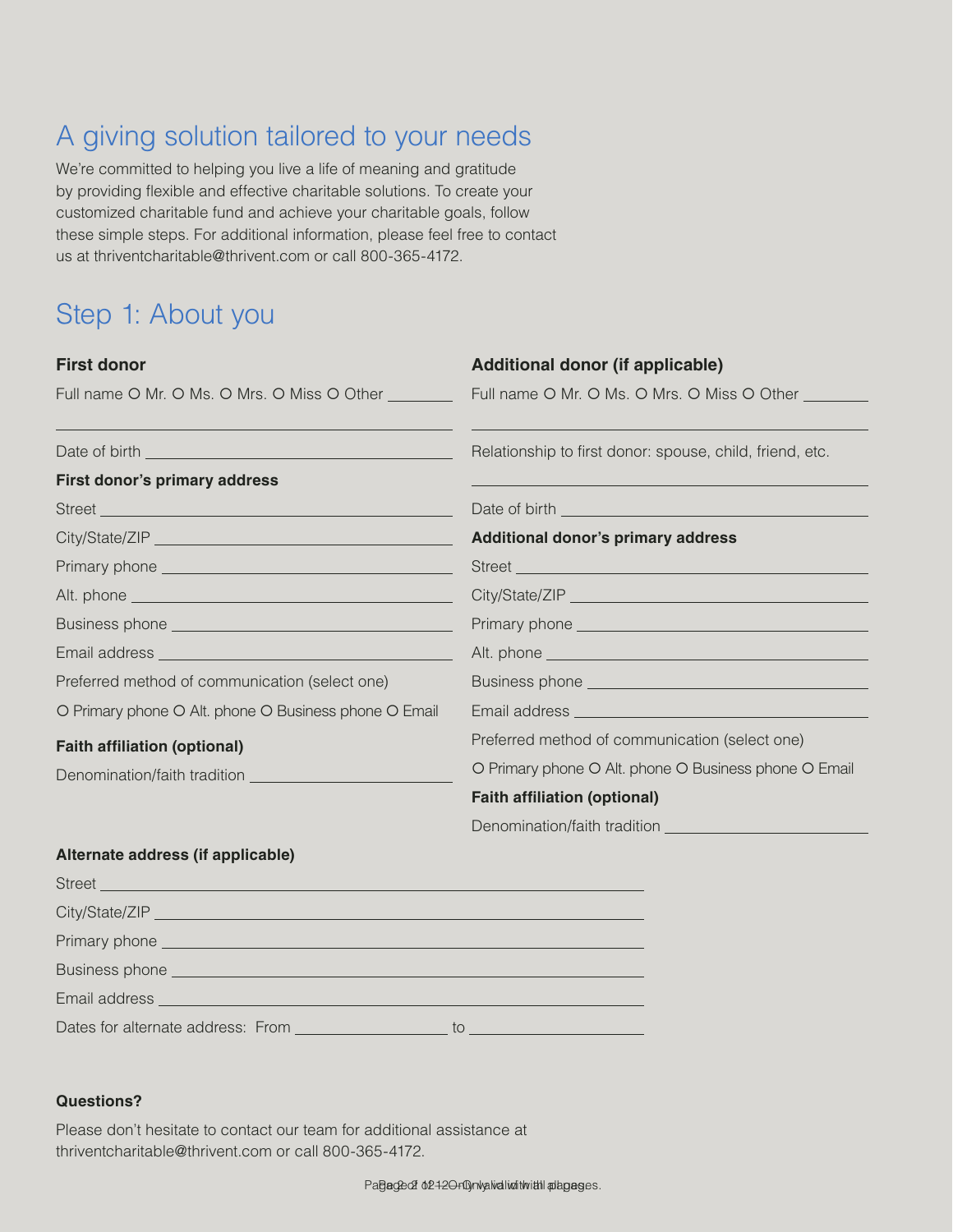## A giving solution tailored to your needs

We're committed to helping you live a life of meaning and gratitude by providing flexible and effective charitable solutions. To create your customized charitable fund and achieve your charitable goals, follow these simple steps. For additional information, please feel free to contact us at thriventcharitable@thrivent.com or call 800-365-4172.

## Step 1: About you

**First donor**

Full name O Mr. O Ms. O Mrs. O Miss O Other ________

______________________________________

Date of birth ______________________________

**First donor's primary address**

Street ______________________________

City/State/ZIP ______________________________

Primary phone ______________________________

Alt. phone ______________________________

Business phone ______________________________

Email address ______________________________

Preferred method of communication (select one)

O Primary phone O Alt. phone O Business phone O Email

**Faith affiliation (optional)**

Denomination/faith tradition ____________________

**Additional donor (if applicable)**

Full name O Mr. O Ms. O Mrs. O Miss O Other ________

______________________________________

Relationship to first donor: spouse, child, friend, etc.

______________________________________

Date of birth ______________________________

**Additional donor's primary address**

Street ______________________________

City/State/ZIP ______________________________

Primary phone ______________________________

Alt. phone ______________________________

Business phone ______________________________

Email address ______________________________

Preferred method of communication (select one)

O Primary phone O Alt. phone O Business phone O Email

**Faith affiliation (optional)**

Denomination/faith tradition ____________________

**Alternate address (if applicable)**

Street ______________________________

City/State/ZIP ______________________________

Primary phone ______________________________

Business phone ______________________________

Email address ______________________________

Dates for alternate address: From ______________ to ______________

**Questions?**

Please don't hesitate to contact our team for additional assistance at thriventcharitable@thrivent.com or call 800-365-4172.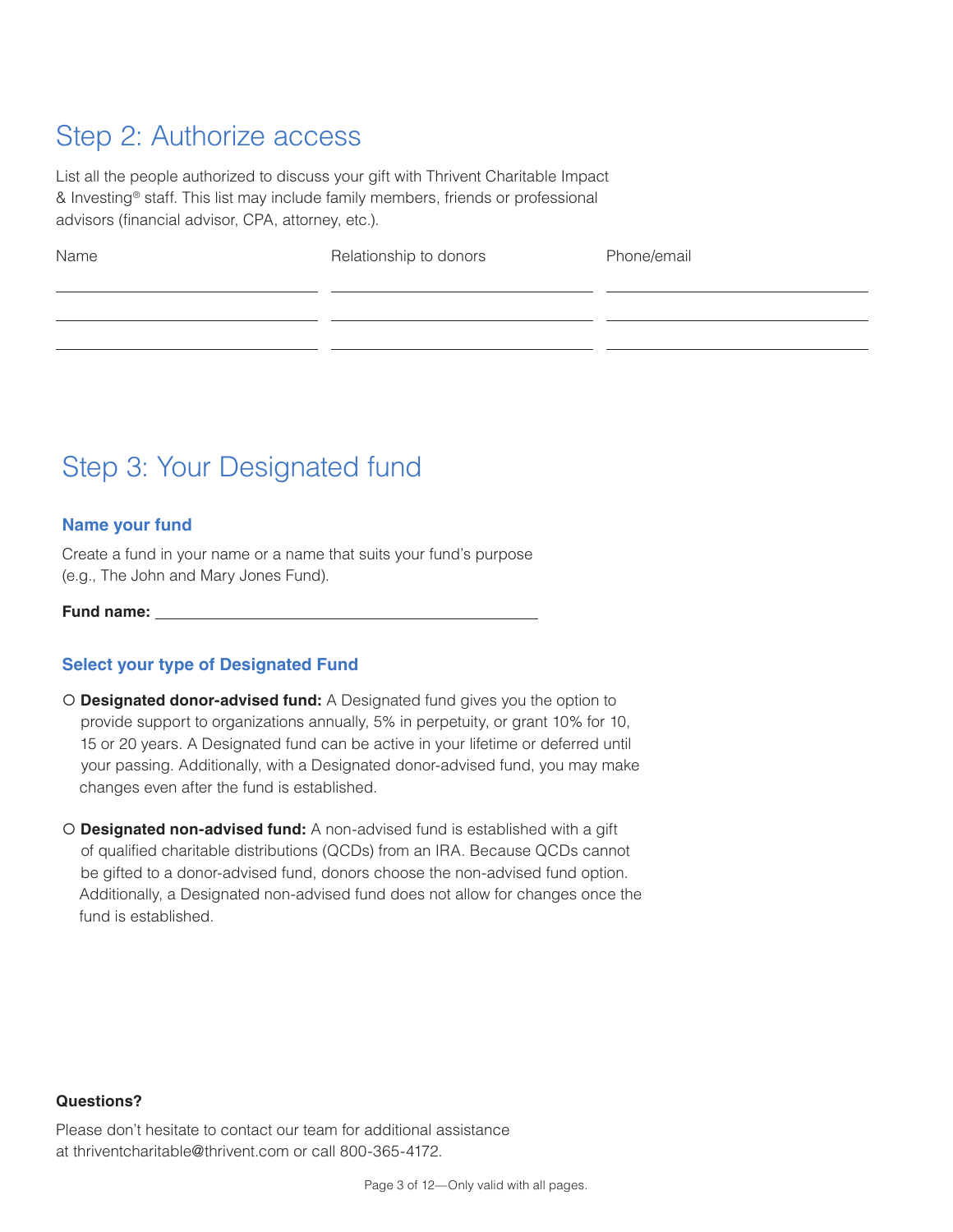## Step 2: Authorize access

List all the people authorized to discuss your gift with Thrivent Charitable Impact & Investing® staff. This list may include family members, friends or professional advisors (financial advisor, CPA, attorney, etc.).

| Name | Relationship to donors | Phone/email |
|---|---|---|
| | | |
| | | |
| | | |

## Step 3: Your Designated fund

### Name your fund

Create a fund in your name or a name that suits your fund's purpose (e.g., The John and Mary Jones Fund).

**Fund name:** ______________________________

### Select your type of Designated Fund

○ **Designated donor-advised fund:** A Designated fund gives you the option to provide support to organizations annually, 5% in perpetuity, or grant 10% for 10, 15 or 20 years. A Designated fund can be active in your lifetime or deferred until your passing. Additionally, with a Designated donor-advised fund, you may make changes even after the fund is established.

○ **Designated non-advised fund:** A non-advised fund is established with a gift of qualified charitable distributions (QCDs) from an IRA. Because QCDs cannot be gifted to a donor-advised fund, donors choose the non-advised fund option. Additionally, a Designated non-advised fund does not allow for changes once the fund is established.

**Questions?**

Please don't hesitate to contact our team for additional assistance at thriventcharitable@thrivent.com or call 800-365-4172.

Only valid with all pages.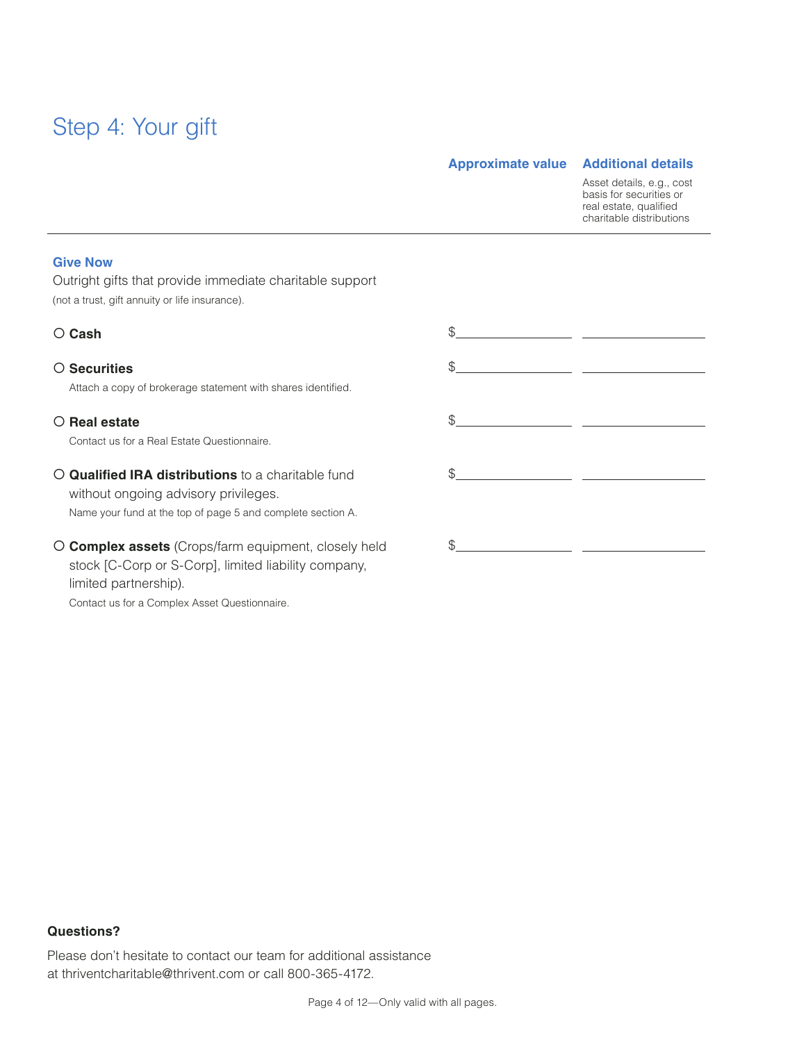# Step 4: Your gift

| | Approximate value | Additional details |
|---|---|---|
| | | Asset details, e.g., cost basis for securities or real estate, qualified charitable distributions |
| **Give Now**<br>Outright gifts that provide immediate charitable support<br>(not a trust, gift annuity or life insurance). | | |
| ○ **Cash** | $\_\_\_\_\_\_\_\_\_\_ | \_\_\_\_\_\_\_\_\_\_ |
| ○ **Securities**<br>Attach a copy of brokerage statement with shares identified. | $\_\_\_\_\_\_\_\_\_\_ | \_\_\_\_\_\_\_\_\_\_ |
| ○ **Real estate**<br>Contact us for a Real Estate Questionnaire. | $\_\_\_\_\_\_\_\_\_\_ | \_\_\_\_\_\_\_\_\_\_ |
| ○ **Qualified IRA distributions** to a charitable fund without ongoing advisory privileges.<br>Name your fund at the top of page 5 and complete section A. | $\_\_\_\_\_\_\_\_\_\_ | \_\_\_\_\_\_\_\_\_\_ |
| ○ **Complex assets** (Crops/farm equipment, closely held stock [C-Corp or S-Corp], limited liability company, limited partnership).<br>Contact us for a Complex Asset Questionnaire. | $\_\_\_\_\_\_\_\_\_\_ | \_\_\_\_\_\_\_\_\_\_ |

**Questions?**

Please don't hesitate to contact our team for additional assistance at thriventcharitable@thrivent.com or call 800-365-4172.

Only valid with all pages.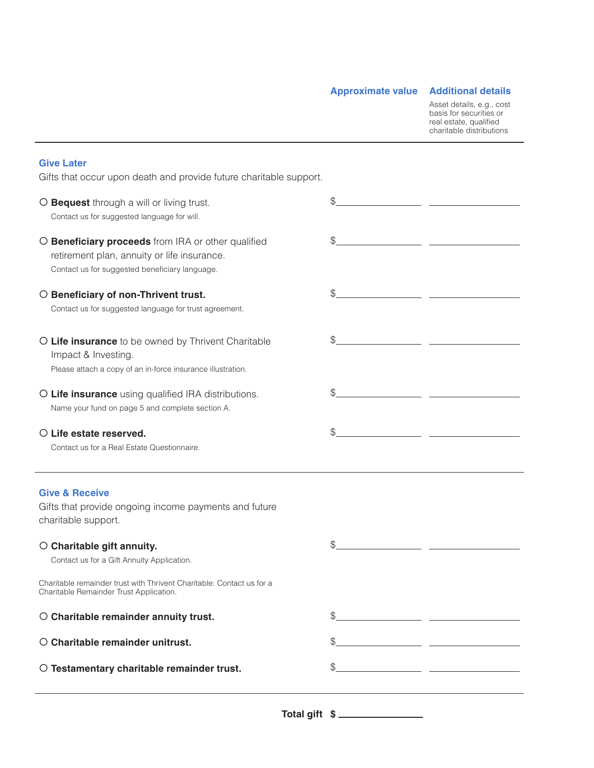| | Approximate value | Additional details<br>Asset details, e.g., cost basis for securities or real estate, qualified charitable distributions |
|---|---|---|
| **Give Later**<br>Gifts that occur upon death and provide future charitable support. | | |
| ○ **Bequest** through a will or living trust.<br>Contact us for suggested language for will. | $__________ | __________ |
| ○ **Beneficiary proceeds** from IRA or other qualified retirement plan, annuity or life insurance.<br>Contact us for suggested beneficiary language. | $__________ | __________ |
| ○ **Beneficiary of non-Thrivent trust.**<br>Contact us for suggested language for trust agreement. | $__________ | __________ |
| ○ **Life insurance** to be owned by Thrivent Charitable Impact & Investing.<br>Please attach a copy of an in-force insurance illustration. | $__________ | __________ |
| ○ **Life insurance** using qualified IRA distributions.<br>Name your fund on page 5 and complete section A. | $__________ | __________ |
| ○ **Life estate reserved.**<br>Contact us for a Real Estate Questionnaire. | $__________ | __________ |
| **Give & Receive**<br>Gifts that provide ongoing income payments and future charitable support. | | |
| ○ **Charitable gift annuity.**<br>Contact us for a Gift Annuity Application. | $__________ | __________ |
| Charitable remainder trust with Thrivent Charitable: Contact us for a Charitable Remainder Trust Application. | | |
| ○ **Charitable remainder annuity trust.** | $__________ | __________ |
| ○ **Charitable remainder unitrust.** | $__________ | __________ |
| ○ **Testamentary charitable remainder trust.** | $__________ | __________ |

**Total gift $** __________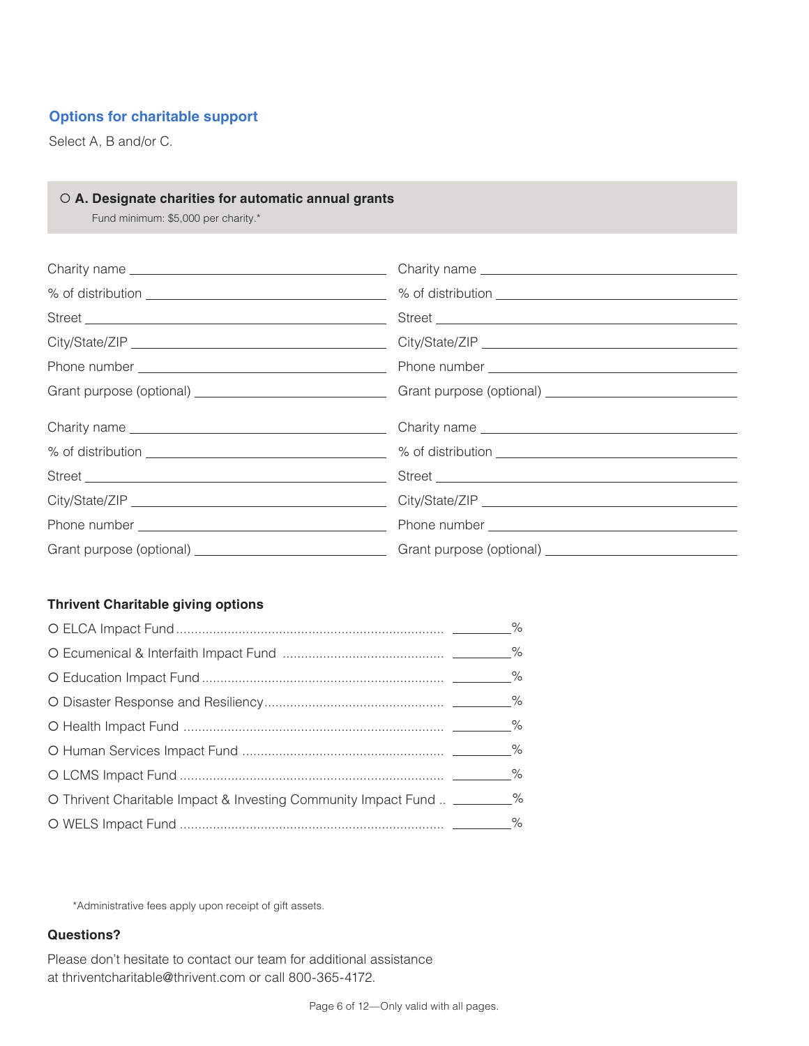## Options for charitable support

Select A, B and/or C.

### ○ A. Designate charities for automatic annual grants

Fund minimum: $5,000 per charity.*

Charity name ______________________________

% of distribution ______________________________

Street ______________________________

City/State/ZIP ______________________________

Phone number ______________________________

Grant purpose (optional) ______________________________

Charity name ______________________________

% of distribution ______________________________

Street ______________________________

City/State/ZIP ______________________________

Phone number ______________________________

Grant purpose (optional) ______________________________

Charity name ______________________________

% of distribution ______________________________

Street ______________________________

City/State/ZIP ______________________________

Phone number ______________________________

Grant purpose (optional) ______________________________

Charity name ______________________________

% of distribution ______________________________

Street ______________________________

City/State/ZIP ______________________________

Phone number ______________________________

Grant purpose (optional) ______________________________

**Thrivent Charitable giving options**

- ○ ELCA Impact Fund .......... ________%
- ○ Ecumenical & Interfaith Impact Fund .......... ________%
- ○ Education Impact Fund .......... ________%
- ○ Disaster Response and Resiliency .......... ________%
- ○ Health Impact Fund .......... ________%
- ○ Human Services Impact Fund .......... ________%
- ○ LCMS Impact Fund .......... ________%
- ○ Thrivent Charitable Impact & Investing Community Impact Fund .. ________%
- ○ WELS Impact Fund .......... ________%

*Administrative fees apply upon receipt of gift assets.

**Questions?**

Please don't hesitate to contact our team for additional assistance at thriventcharitable@thrivent.com or call 800-365-4172.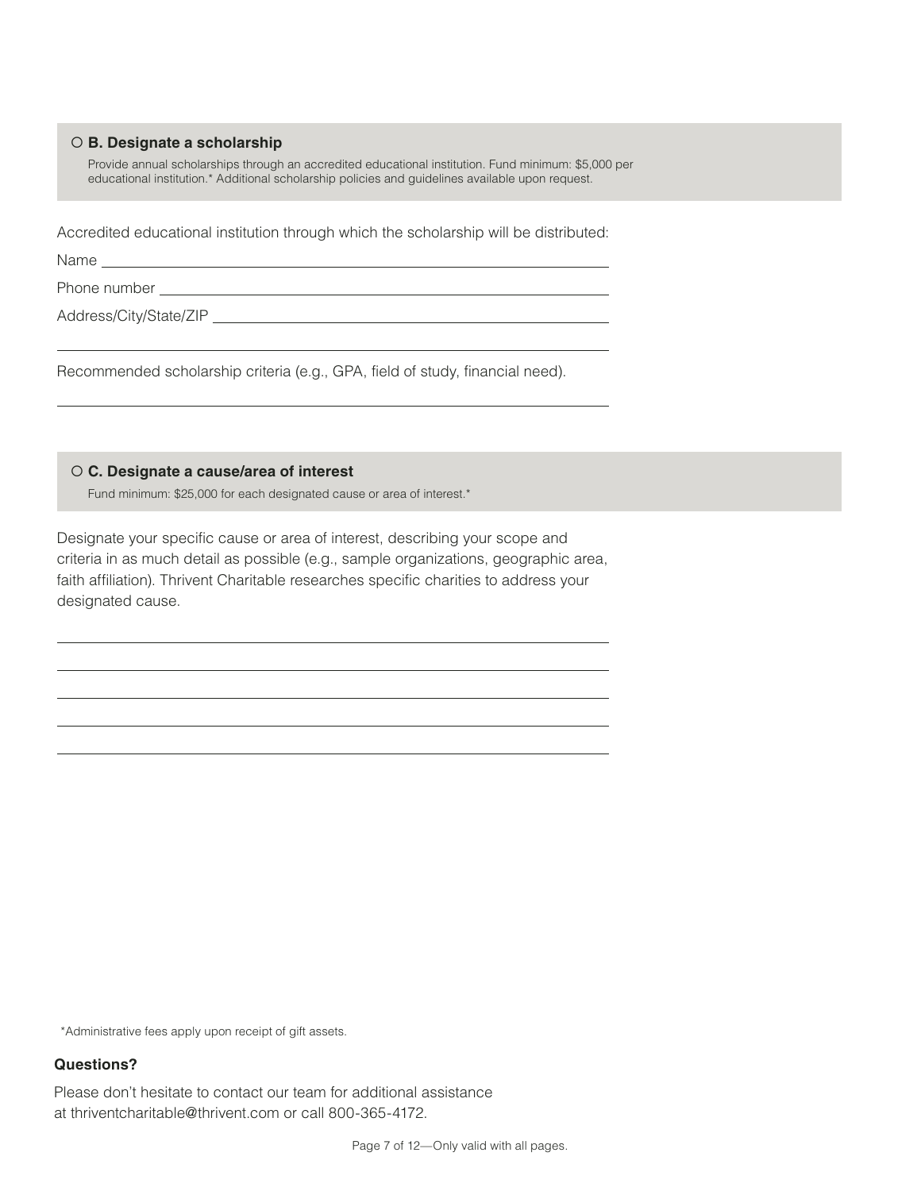### ○ B. Designate a scholarship

Provide annual scholarships through an accredited educational institution. Fund minimum: $5,000 per educational institution.* Additional scholarship policies and guidelines available upon request.

Accredited educational institution through which the scholarship will be distributed:

Name ______________________________________________

Phone number ______________________________________________

Address/City/State/ZIP ______________________________________________

______________________________________________

Recommended scholarship criteria (e.g., GPA, field of study, financial need).

______________________________________________

### ○ C. Designate a cause/area of interest

Fund minimum: $25,000 for each designated cause or area of interest.*

Designate your specific cause or area of interest, describing your scope and criteria in as much detail as possible (e.g., sample organizations, geographic area, faith affiliation). Thrivent Charitable researches specific charities to address your designated cause.

______________________________________________

______________________________________________

______________________________________________

______________________________________________

______________________________________________

*Administrative fees apply upon receipt of gift assets.

**Questions?**

Please don't hesitate to contact our team for additional assistance at thriventcharitable@thrivent.com or call 800-365-4172.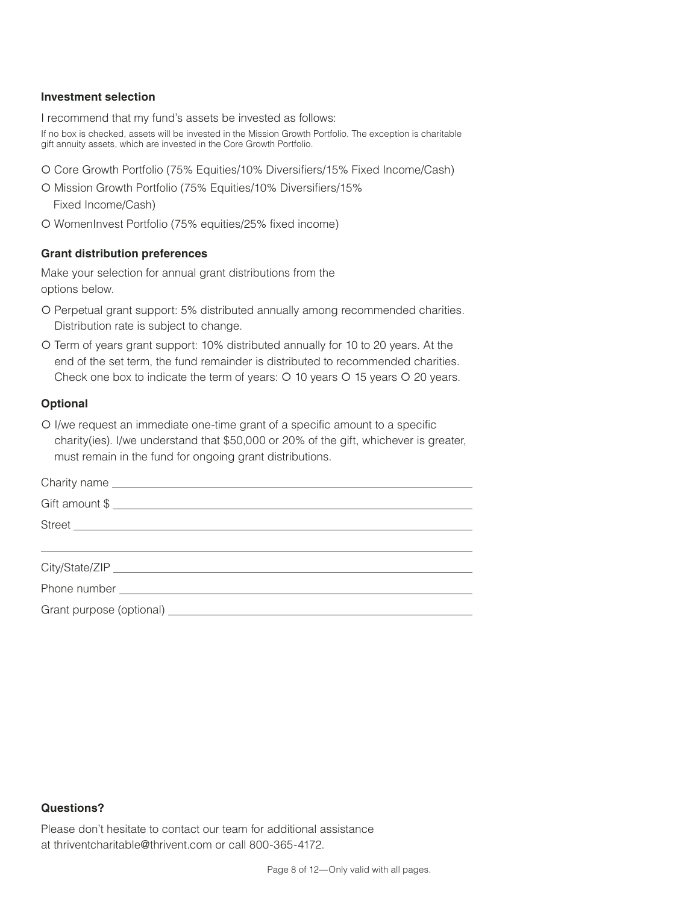### Investment selection

I recommend that my fund's assets be invested as follows:

If no box is checked, assets will be invested in the Mission Growth Portfolio. The exception is charitable gift annuity assets, which are invested in the Core Growth Portfolio.

- O Core Growth Portfolio (75% Equities/10% Diversifiers/15% Fixed Income/Cash)
- O Mission Growth Portfolio (75% Equities/10% Diversifiers/15% Fixed Income/Cash)
- O WomenInvest Portfolio (75% equities/25% fixed income)

### Grant distribution preferences

Make your selection for annual grant distributions from the options below.

- O Perpetual grant support: 5% distributed annually among recommended charities. Distribution rate is subject to change.
- O Term of years grant support: 10% distributed annually for 10 to 20 years. At the end of the set term, the fund remainder is distributed to recommended charities. Check one box to indicate the term of years: O 10 years O 15 years O 20 years.

### Optional

- O I/we request an immediate one-time grant of a specific amount to a specific charity(ies). I/we understand that $50,000 or 20% of the gift, whichever is greater, must remain in the fund for ongoing grant distributions.

Charity name ______________________________

Gift amount $ ______________________________

Street ______________________________

______________________________

City/State/ZIP ______________________________

Phone number ______________________________

Grant purpose (optional) ______________________________

### Questions?

Please don't hesitate to contact our team for additional assistance at thriventcharitable@thrivent.com or call 800-365-4172.

Only valid with all pages.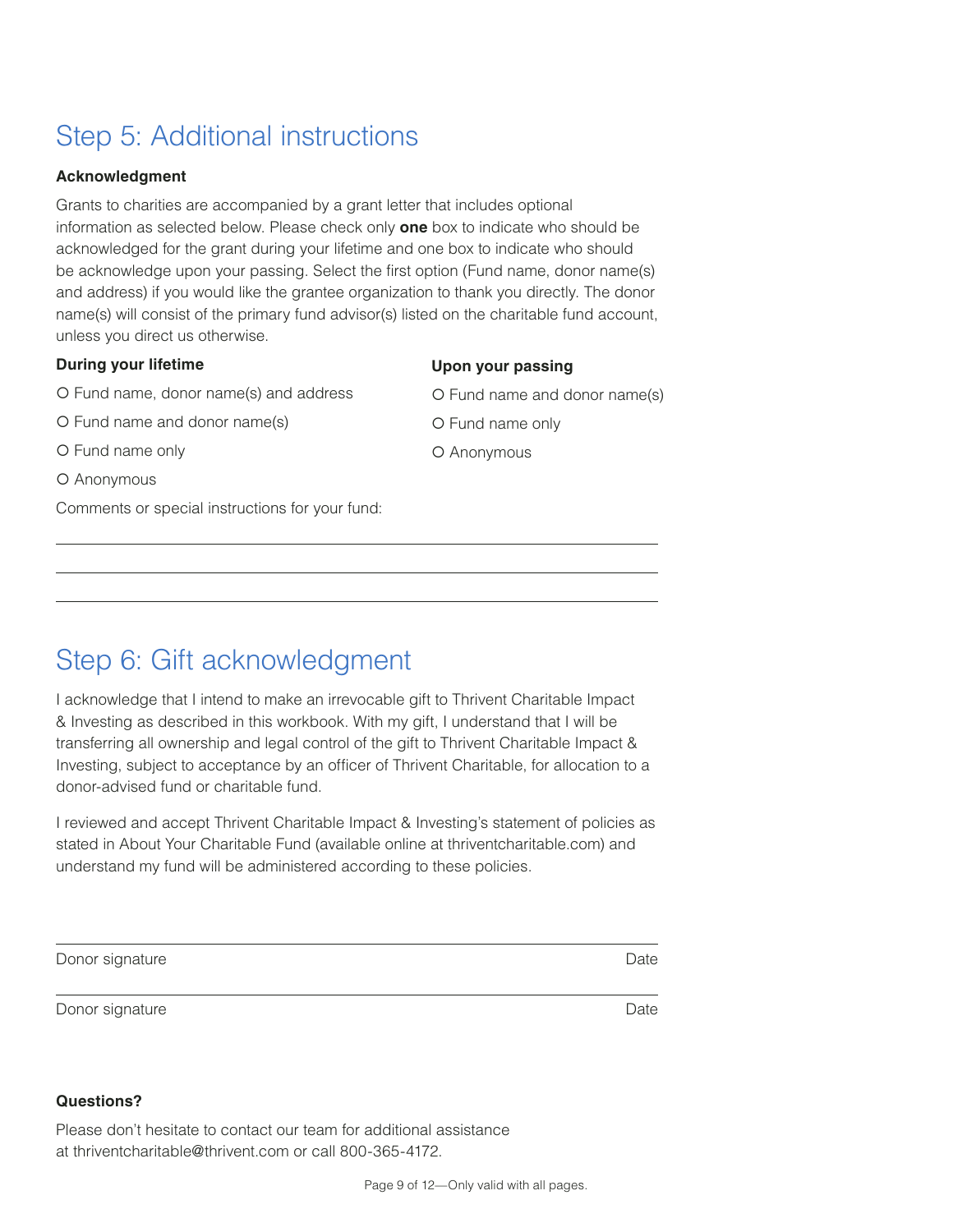## Step 5: Additional instructions

**Acknowledgment**

Grants to charities are accompanied by a grant letter that includes optional information as selected below. Please check only **one** box to indicate who should be acknowledged for the grant during your lifetime and one box to indicate who should be acknowledge upon your passing. Select the first option (Fund name, donor name(s) and address) if you would like the grantee organization to thank you directly. The donor name(s) will consist of the primary fund advisor(s) listed on the charitable fund account, unless you direct us otherwise.

**During your lifetime**

- O Fund name, donor name(s) and address
- O Fund name and donor name(s)
- O Fund name only
- O Anonymous

**Upon your passing**

- O Fund name and donor name(s)
- O Fund name only
- O Anonymous

Comments or special instructions for your fund:

\_\_\_\_\_\_\_\_\_\_\_\_\_\_\_\_\_\_\_\_\_\_\_\_\_\_\_\_\_\_\_\_\_\_\_\_\_\_\_\_\_\_\_\_\_\_\_\_

\_\_\_\_\_\_\_\_\_\_\_\_\_\_\_\_\_\_\_\_\_\_\_\_\_\_\_\_\_\_\_\_\_\_\_\_\_\_\_\_\_\_\_\_\_\_\_\_

\_\_\_\_\_\_\_\_\_\_\_\_\_\_\_\_\_\_\_\_\_\_\_\_\_\_\_\_\_\_\_\_\_\_\_\_\_\_\_\_\_\_\_\_\_\_\_\_

## Step 6: Gift acknowledgment

I acknowledge that I intend to make an irrevocable gift to Thrivent Charitable Impact & Investing as described in this workbook. With my gift, I understand that I will be transferring all ownership and legal control of the gift to Thrivent Charitable Impact & Investing, subject to acceptance by an officer of Thrivent Charitable, for allocation to a donor-advised fund or charitable fund.

I reviewed and accept Thrivent Charitable Impact & Investing's statement of policies as stated in About Your Charitable Fund (available online at thriventcharitable.com) and understand my fund will be administered according to these policies.

\_\_\_\_\_\_\_\_\_\_\_\_\_\_\_\_\_\_\_\_\_\_\_\_\_\_\_\_\_\_\_\_\_\_\_\_\_\_\_\_\_\_\_\_\_\_\_\_

Donor signature — Date

\_\_\_\_\_\_\_\_\_\_\_\_\_\_\_\_\_\_\_\_\_\_\_\_\_\_\_\_\_\_\_\_\_\_\_\_\_\_\_\_\_\_\_\_\_\_\_\_

Donor signature — Date

**Questions?**

Please don't hesitate to contact our team for additional assistance at thriventcharitable@thrivent.com or call 800-365-4172.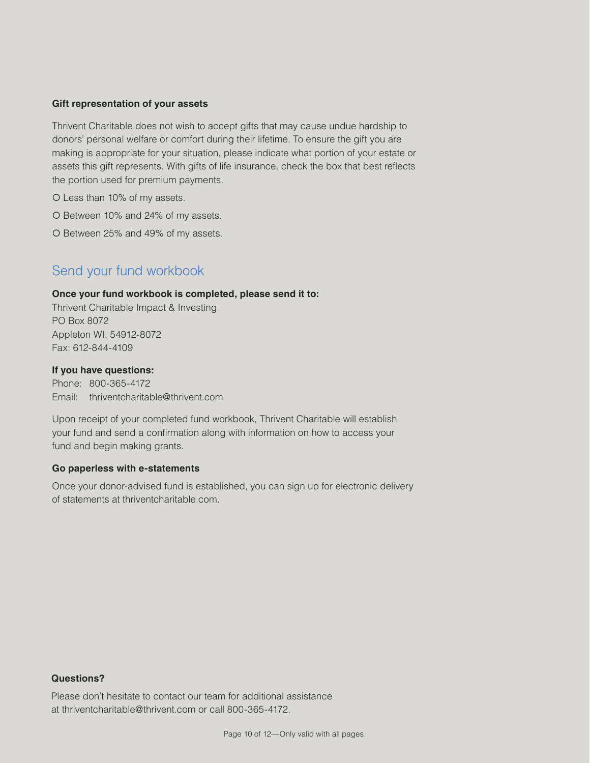**Gift representation of your assets**

Thrivent Charitable does not wish to accept gifts that may cause undue hardship to donors' personal welfare or comfort during their lifetime. To ensure the gift you are making is appropriate for your situation, please indicate what portion of your estate or assets this gift represents. With gifts of life insurance, check the box that best reflects the portion used for premium payments.

- O Less than 10% of my assets.
- O Between 10% and 24% of my assets.
- O Between 25% and 49% of my assets.

## Send your fund workbook

**Once your fund workbook is completed, please send it to:**

Thrivent Charitable Impact & Investing
PO Box 8072
Appleton WI, 54912-8072
Fax: 612-844-4109

**If you have questions:**

Phone: 800-365-4172
Email: thriventcharitable@thrivent.com

Upon receipt of your completed fund workbook, Thrivent Charitable will establish your fund and send a confirmation along with information on how to access your fund and begin making grants.

**Go paperless with e-statements**

Once your donor-advised fund is established, you can sign up for electronic delivery of statements at thriventcharitable.com.

**Questions?**

Please don't hesitate to contact our team for additional assistance at thriventcharitable@thrivent.com or call 800-365-4172.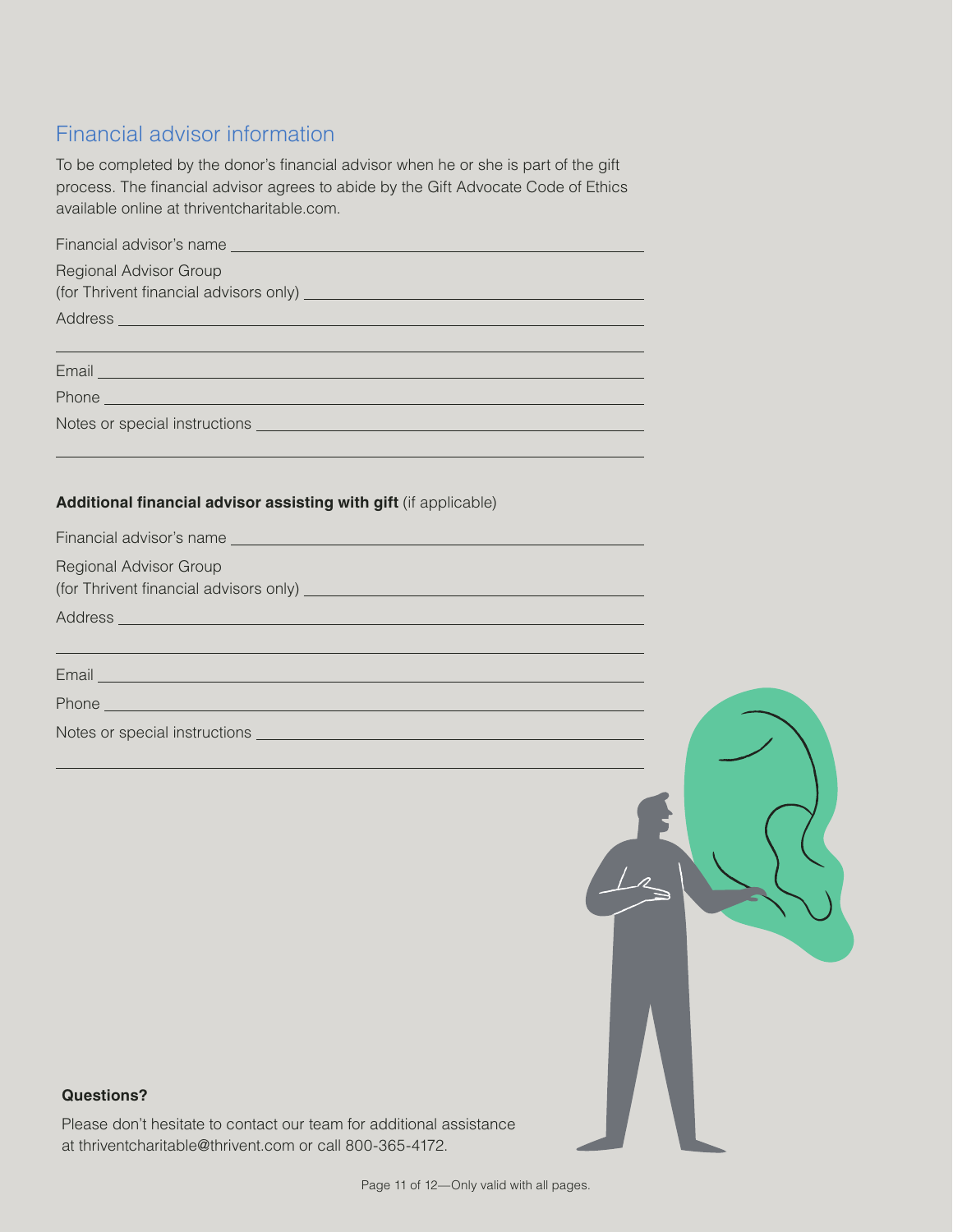## Financial advisor information

To be completed by the donor's financial advisor when he or she is part of the gift process. The financial advisor agrees to abide by the Gift Advocate Code of Ethics available online at thriventcharitable.com.

Financial advisor's name ______________________________

Regional Advisor Group
(for Thrivent financial advisors only) ______________________________

Address ______________________________

______________________________

Email ______________________________

Phone ______________________________

Notes or special instructions ______________________________

______________________________

**Additional financial advisor assisting with gift** (if applicable)

Financial advisor's name ______________________________

Regional Advisor Group
(for Thrivent financial advisors only) ______________________________

Address ______________________________

______________________________

Email ______________________________

Phone ______________________________

Notes or special instructions ______________________________

______________________________

**Questions?**

Please don't hesitate to contact our team for additional assistance at thriventcharitable@thrivent.com or call 800-365-4172.

Only valid with all pages.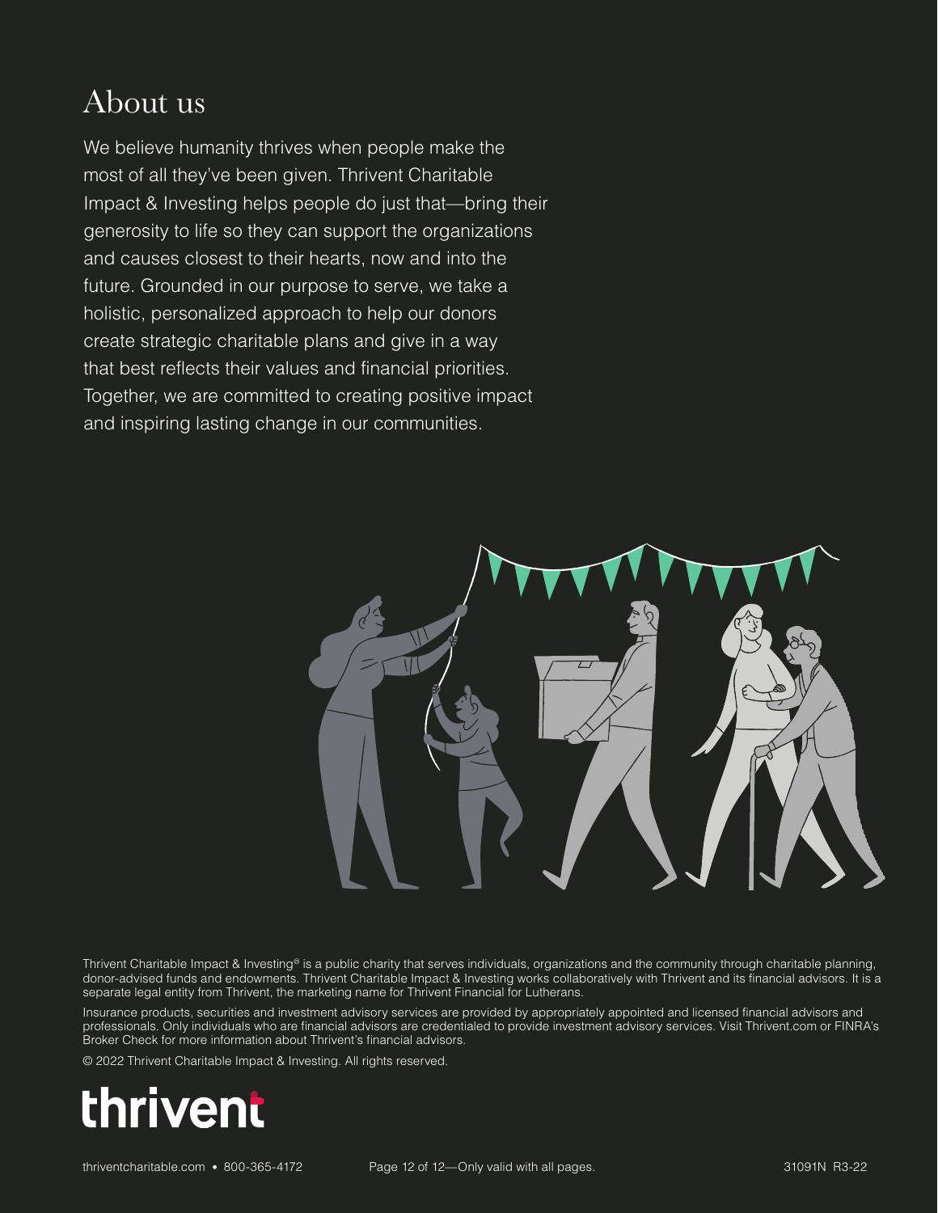# About us

We believe humanity thrives when people make the most of all they've been given. Thrivent Charitable Impact & Investing helps people do just that—bring their generosity to life so they can support the organizations and causes closest to their hearts, now and into the future. Grounded in our purpose to serve, we take a holistic, personalized approach to help our donors create strategic charitable plans and give in a way that best reflects their values and financial priorities. Together, we are committed to creating positive impact and inspiring lasting change in our communities.

Thrivent Charitable Impact & Investing® is a public charity that serves individuals, organizations and the community through charitable planning, donor-advised funds and endowments. Thrivent Charitable Impact & Investing works collaboratively with Thrivent and its financial advisors. It is a separate legal entity from Thrivent, the marketing name for Thrivent Financial for Lutherans.

Insurance products, securities and investment advisory services are provided by appropriately appointed and licensed financial advisors and professionals. Only individuals who are financial advisors are credentialed to provide investment advisory services. Visit Thrivent.com or FINRA's Broker Check for more information about Thrivent's financial advisors.

© 2022 Thrivent Charitable Impact & Investing. All rights reserved.

thrivent

thriventcharitable.com • 800-365-4172

Page 12 of 12—Only valid with all pages.

31091N R3-22